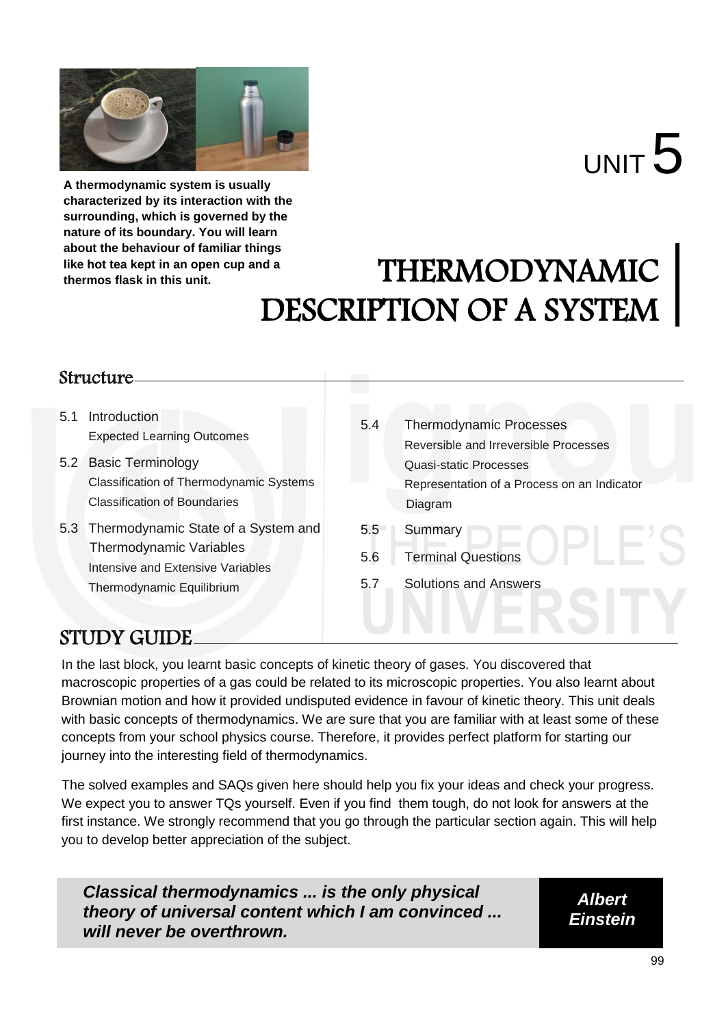A thermodynamic system is usually characterized by its interaction with the surrounding, which is governed by the nature of its boundary. You will learn about the behaviour of familiar things like hot tea kept in an open cup and a thermos flask in this unit.

# UNIT 5

# THERMODYNAMIC DESCRIPTION OF A SYSTEM

## Structure

5.1 Introduction
  Expected Learning Outcomes

5.2 Basic Terminology
  Classification of Thermodynamic Systems
  Classification of Boundaries

5.3 Thermodynamic State of a System and Thermodynamic Variables
  Intensive and Extensive Variables
  Thermodynamic Equilibrium

5.4 Thermodynamic Processes
  Reversible and Irreversible Processes
  Quasi-static Processes
  Representation of a Process on an Indicator Diagram

5.5 Summary

5.6 Terminal Questions

5.7 Solutions and Answers

## STUDY GUIDE

In the last block, you learnt basic concepts of kinetic theory of gases. You discovered that macroscopic properties of a gas could be related to its microscopic properties. You also learnt about Brownian motion and how it provided undisputed evidence in favour of kinetic theory. This unit deals with basic concepts of thermodynamics. We are sure that you are familiar with at least some of these concepts from your school physics course. Therefore, it provides perfect platform for starting our journey into the interesting field of thermodynamics.

The solved examples and SAQs given here should help you fix your ideas and check your progress. We expect you to answer TQs yourself. Even if you find them tough, do not look for answers at the first instance. We strongly recommend that you go through the particular section again. This will help you to develop better appreciation of the subject.

***Classical thermodynamics ... is the only physical theory of universal content which I am convinced ... will never be overthrown.***

***Albert Einstein***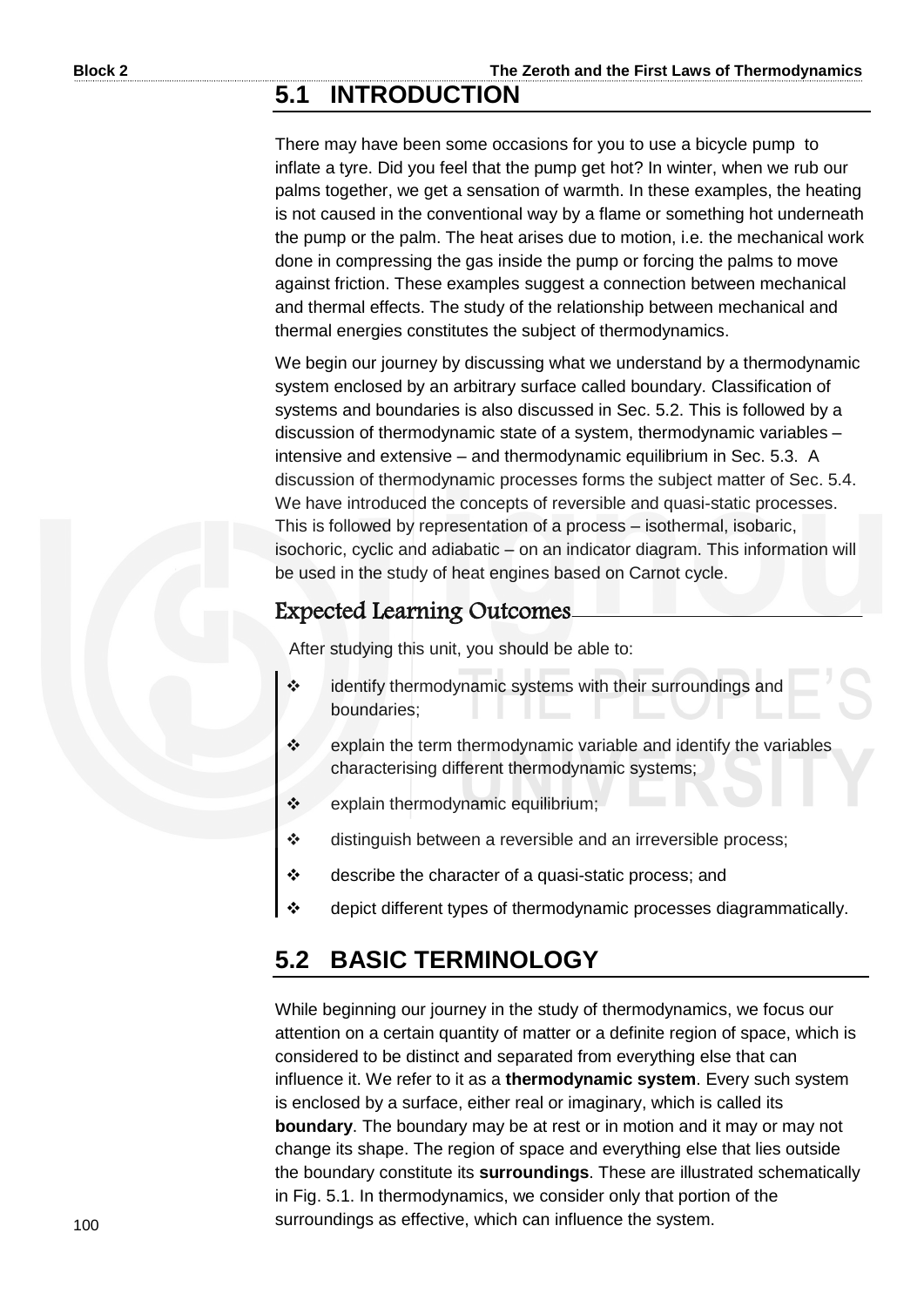## 5.1 INTRODUCTION

There may have been some occasions for you to use a bicycle pump to inflate a tyre. Did you feel that the pump get hot? In winter, when we rub our palms together, we get a sensation of warmth. In these examples, the heating is not caused in the conventional way by a flame or something hot underneath the pump or the palm. The heat arises due to motion, i.e. the mechanical work done in compressing the gas inside the pump or forcing the palms to move against friction. These examples suggest a connection between mechanical and thermal effects. The study of the relationship between mechanical and thermal energies constitutes the subject of thermodynamics.

We begin our journey by discussing what we understand by a thermodynamic system enclosed by an arbitrary surface called boundary. Classification of systems and boundaries is also discussed in Sec. 5.2. This is followed by a discussion of thermodynamic state of a system, thermodynamic variables – intensive and extensive – and thermodynamic equilibrium in Sec. 5.3. A discussion of thermodynamic processes forms the subject matter of Sec. 5.4. We have introduced the concepts of reversible and quasi-static processes. This is followed by representation of a process – isothermal, isobaric, isochoric, cyclic and adiabatic – on an indicator diagram. This information will be used in the study of heat engines based on Carnot cycle.

### Expected Learning Outcomes

After studying this unit, you should be able to:

- identify thermodynamic systems with their surroundings and boundaries;
- explain the term thermodynamic variable and identify the variables characterising different thermodynamic systems;
- explain thermodynamic equilibrium;
- distinguish between a reversible and an irreversible process;
- describe the character of a quasi-static process; and
- depict different types of thermodynamic processes diagrammatically.

## 5.2 BASIC TERMINOLOGY

While beginning our journey in the study of thermodynamics, we focus our attention on a certain quantity of matter or a definite region of space, which is considered to be distinct and separated from everything else that can influence it. We refer to it as a **thermodynamic system**. Every such system is enclosed by a surface, either real or imaginary, which is called its **boundary**. The boundary may be at rest or in motion and it may or may not change its shape. The region of space and everything else that lies outside the boundary constitute its **surroundings**. These are illustrated schematically in Fig. 5.1. In thermodynamics, we consider only that portion of the surroundings as effective, which can influence the system.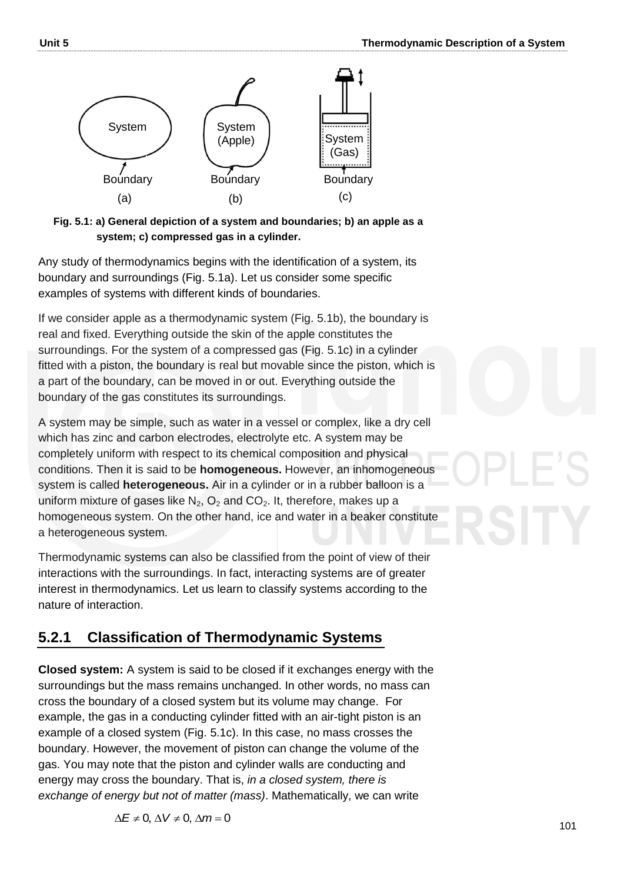Fig. 5.1: a) General depiction of a system and boundaries; b) an apple as a system; c) compressed gas in a cylinder.

Any study of thermodynamics begins with the identification of a system, its boundary and surroundings (Fig. 5.1a). Let us consider some specific examples of systems with different kinds of boundaries.

If we consider apple as a thermodynamic system (Fig. 5.1b), the boundary is real and fixed. Everything outside the skin of the apple constitutes the surroundings. For the system of a compressed gas (Fig. 5.1c) in a cylinder fitted with a piston, the boundary is real but movable since the piston, which is a part of the boundary, can be moved in or out. Everything outside the boundary of the gas constitutes its surroundings.

A system may be simple, such as water in a vessel or complex, like a dry cell which has zinc and carbon electrodes, electrolyte etc. A system may be completely uniform with respect to its chemical composition and physical conditions. Then it is said to be **homogeneous.** However, an inhomogeneous system is called **heterogeneous.** Air in a cylinder or in a rubber balloon is a uniform mixture of gases like $N_2$, $O_2$ and $CO_2$. It, therefore, makes up a homogeneous system. On the other hand, ice and water in a beaker constitute a heterogeneous system.

Thermodynamic systems can also be classified from the point of view of their interactions with the surroundings. In fact, interacting systems are of greater interest in thermodynamics. Let us learn to classify systems according to the nature of interaction.

## 5.2.1 Classification of Thermodynamic Systems

**Closed system:** A system is said to be closed if it exchanges energy with the surroundings but the mass remains unchanged. In other words, no mass can cross the boundary of a closed system but its volume may change. For example, the gas in a conducting cylinder fitted with an air-tight piston is an example of a closed system (Fig. 5.1c). In this case, no mass crosses the boundary. However, the movement of piston can change the volume of the gas. You may note that the piston and cylinder walls are conducting and energy may cross the boundary. That is, *in a closed system, there is exchange of energy but not of matter (mass)*. Mathematically, we can write

$$\Delta E \neq 0, \Delta V \neq 0, \Delta m = 0$$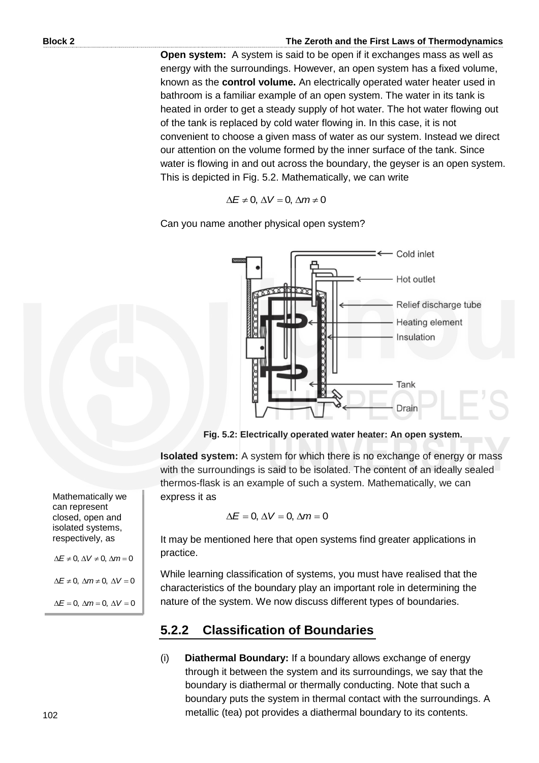**Open system:** A system is said to be open if it exchanges mass as well as energy with the surroundings. However, an open system has a fixed volume, known as the **control volume.** An electrically operated water heater used in bathroom is a familiar example of an open system. The water in its tank is heated in order to get a steady supply of hot water. The hot water flowing out of the tank is replaced by cold water flowing in. In this case, it is not convenient to choose a given mass of water as our system. Instead we direct our attention on the volume formed by the inner surface of the tank. Since water is flowing in and out across the boundary, the geyser is an open system. This is depicted in Fig. 5.2. Mathematically, we can write

$$\Delta E \neq 0, \Delta V = 0, \Delta m \neq 0$$

Can you name another physical open system?

**Fig. 5.2: Electrically operated water heater: An open system.**

**Isolated system:** A system for which there is no exchange of energy or mass with the surroundings is said to be isolated. The content of an ideally sealed thermos-flask is an example of such a system. Mathematically, we can express it as

$$\Delta E = 0, \Delta V = 0, \Delta m = 0$$

Mathematically we can represent closed, open and isolated systems, respectively, as

$\Delta E \neq 0, \Delta V \neq 0, \Delta m = 0$

$\Delta E \neq 0, \Delta m \neq 0, \Delta V = 0$

$\Delta E = 0, \Delta m = 0, \Delta V = 0$

It may be mentioned here that open systems find greater applications in practice.

While learning classification of systems, you must have realised that the characteristics of the boundary play an important role in determining the nature of the system. We now discuss different types of boundaries.

## 5.2.2 Classification of Boundaries

(i) **Diathermal Boundary:** If a boundary allows exchange of energy through it between the system and its surroundings, we say that the boundary is diathermal or thermally conducting. Note that such a boundary puts the system in thermal contact with the surroundings. A metallic (tea) pot provides a diathermal boundary to its contents.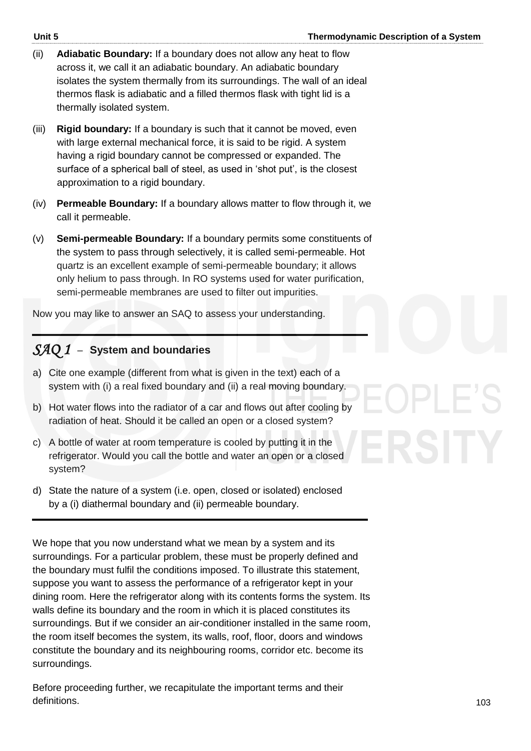(ii) **Adiabatic Boundary:** If a boundary does not allow any heat to flow across it, we call it an adiabatic boundary. An adiabatic boundary isolates the system thermally from its surroundings. The wall of an ideal thermos flask is adiabatic and a filled thermos flask with tight lid is a thermally isolated system.

(iii) **Rigid boundary:** If a boundary is such that it cannot be moved, even with large external mechanical force, it is said to be rigid. A system having a rigid boundary cannot be compressed or expanded. The surface of a spherical ball of steel, as used in 'shot put', is the closest approximation to a rigid boundary.

(iv) **Permeable Boundary:** If a boundary allows matter to flow through it, we call it permeable.

(v) **Semi-permeable Boundary:** If a boundary permits some constituents of the system to pass through selectively, it is called semi-permeable. Hot quartz is an excellent example of semi-permeable boundary; it allows only helium to pass through. In RO systems used for water purification, semi-permeable membranes are used to filter out impurities.

Now you may like to answer an SAQ to assess your understanding.

---

### *SAQ 1* – System and boundaries

a) Cite one example (different from what is given in the text) each of a system with (i) a real fixed boundary and (ii) a real moving boundary.

b) Hot water flows into the radiator of a car and flows out after cooling by radiation of heat. Should it be called an open or a closed system?

c) A bottle of water at room temperature is cooled by putting it in the refrigerator. Would you call the bottle and water an open or a closed system?

d) State the nature of a system (i.e. open, closed or isolated) enclosed by a (i) diathermal boundary and (ii) permeable boundary.

---

We hope that you now understand what we mean by a system and its surroundings. For a particular problem, these must be properly defined and the boundary must fulfil the conditions imposed. To illustrate this statement, suppose you want to assess the performance of a refrigerator kept in your dining room. Here the refrigerator along with its contents forms the system. Its walls define its boundary and the room in which it is placed constitutes its surroundings. But if we consider an air-conditioner installed in the same room, the room itself becomes the system, its walls, roof, floor, doors and windows constitute the boundary and its neighbouring rooms, corridor etc. become its surroundings.

Before proceeding further, we recapitulate the important terms and their definitions.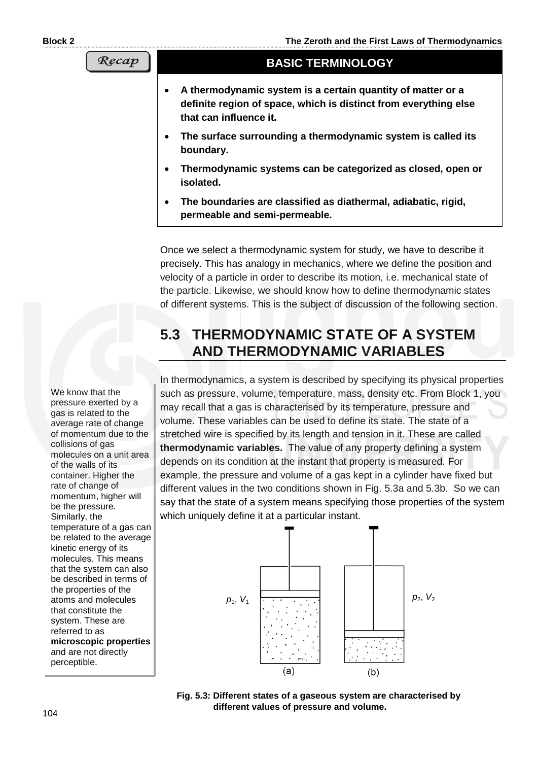**Recap**

**BASIC TERMINOLOGY**

- **A thermodynamic system is a certain quantity of matter or a definite region of space, which is distinct from everything else that can influence it.**
- **The surface surrounding a thermodynamic system is called its boundary.**
- **Thermodynamic systems can be categorized as closed, open or isolated.**
- **The boundaries are classified as diathermal, adiabatic, rigid, permeable and semi-permeable.**

Once we select a thermodynamic system for study, we have to describe it precisely. This has analogy in mechanics, where we define the position and velocity of a particle in order to describe its motion, i.e. mechanical state of the particle. Likewise, we should know how to define thermodynamic states of different systems. This is the subject of discussion of the following section.

## 5.3 THERMODYNAMIC STATE OF A SYSTEM AND THERMODYNAMIC VARIABLES

In thermodynamics, a system is described by specifying its physical properties such as pressure, volume, temperature, mass, density etc. From Block 1, you may recall that a gas is characterised by its temperature, pressure and volume. These variables can be used to define its state. The state of a stretched wire is specified by its length and tension in it. These are called **thermodynamic variables.** The value of any property defining a system depends on its condition at the instant that property is measured. For example, the pressure and volume of a gas kept in a cylinder have fixed but different values in the two conditions shown in Fig. 5.3a and 5.3b. So we can say that the state of a system means specifying those properties of the system which uniquely define it at a particular instant.

We know that the pressure exerted by a gas is related to the average rate of change of momentum due to the collisions of gas molecules on a unit area of the walls of its container. Higher the rate of change of momentum, higher will be the pressure. Similarly, the temperature of a gas can be related to the average kinetic energy of its molecules. This means that the system can also be described in terms of the properties of the atoms and molecules that constitute the system. These are referred to as **microscopic properties** and are not directly perceptible.

$p_1, V_1$ $p_2, V_2$

(a) (b)

**Fig. 5.3: Different states of a gaseous system are characterised by different values of pressure and volume.**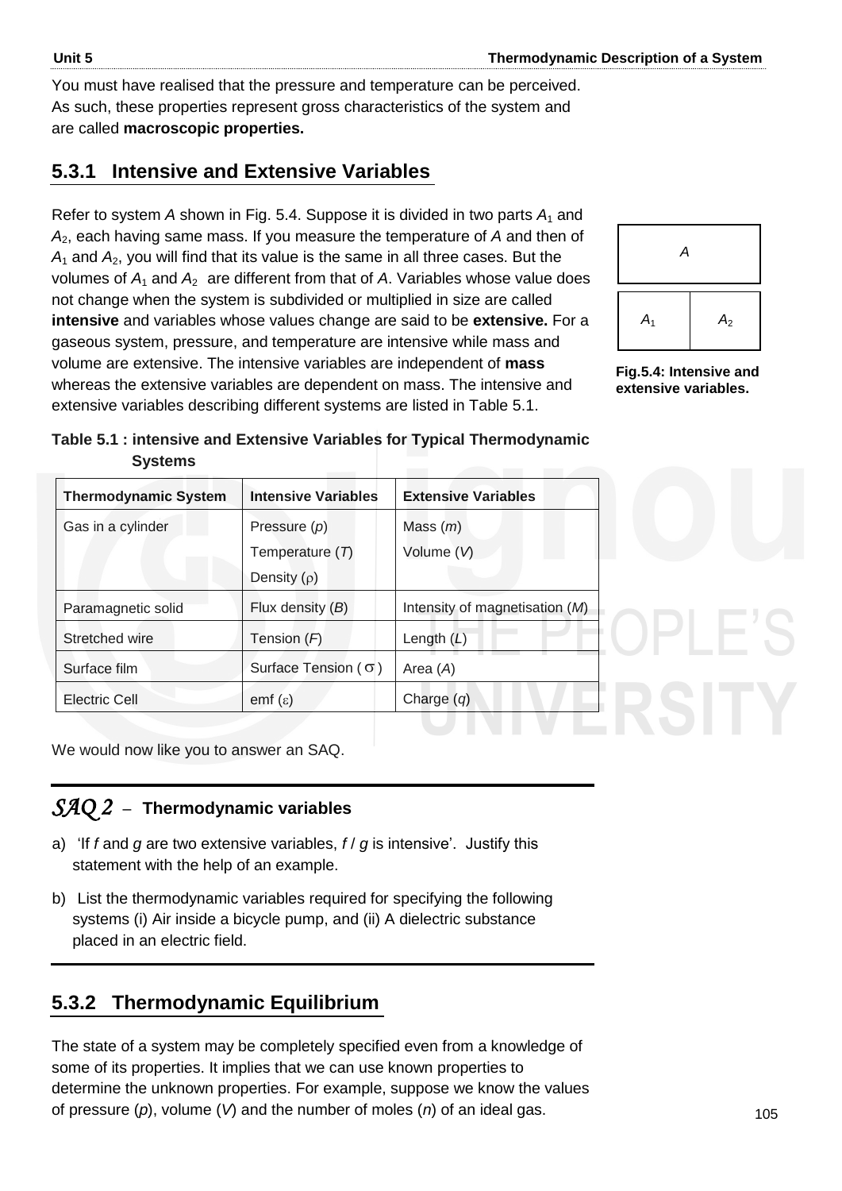You must have realised that the pressure and temperature can be perceived. As such, these properties represent gross characteristics of the system and are called **macroscopic properties.**

### 5.3.1 Intensive and Extensive Variables

Refer to system $A$ shown in Fig. 5.4. Suppose it is divided in two parts $A_1$ and $A_2$, each having same mass. If you measure the temperature of $A$ and then of $A_1$ and $A_2$, you will find that its value is the same in all three cases. But the volumes of $A_1$ and $A_2$ are different from that of $A$. Variables whose value does not change when the system is subdivided or multiplied in size are called **intensive** and variables whose values change are said to be **extensive.** For a gaseous system, pressure, and temperature are intensive while mass and volume are extensive. The intensive variables are independent of **mass** whereas the extensive variables are dependent on mass. The intensive and extensive variables describing different systems are listed in Table 5.1.

| A | |
|---|---|
| $A_1$ | $A_2$ |

**Fig.5.4: Intensive and extensive variables.**

**Table 5.1 : intensive and Extensive Variables for Typical Thermodynamic Systems**

| Thermodynamic System | Intensive Variables | Extensive Variables |
|---|---|---|
| Gas in a cylinder | Pressure ($p$)<br>Temperature ($T$)<br>Density ($\rho$) | Mass ($m$)<br>Volume ($V$) |
| Paramagnetic solid | Flux density ($B$) | Intensity of magnetisation ($M$) |
| Stretched wire | Tension ($F$) | Length ($L$) |
| Surface film | Surface Tension ($\sigma$) | Area ($A$) |
| Electric Cell | emf ($\varepsilon$) | Charge ($q$) |

We would now like you to answer an SAQ.

---

***SAQ 2*** – **Thermodynamic variables**

a) 'If $f$ and $g$ are two extensive variables, $f$ / $g$ is intensive'. Justify this statement with the help of an example.

b) List the thermodynamic variables required for specifying the following systems (i) Air inside a bicycle pump, and (ii) A dielectric substance placed in an electric field.

---

### 5.3.2 Thermodynamic Equilibrium

The state of a system may be completely specified even from a knowledge of some of its properties. It implies that we can use known properties to determine the unknown properties. For example, suppose we know the values of pressure ($p$), volume ($V$) and the number of moles ($n$) of an ideal gas.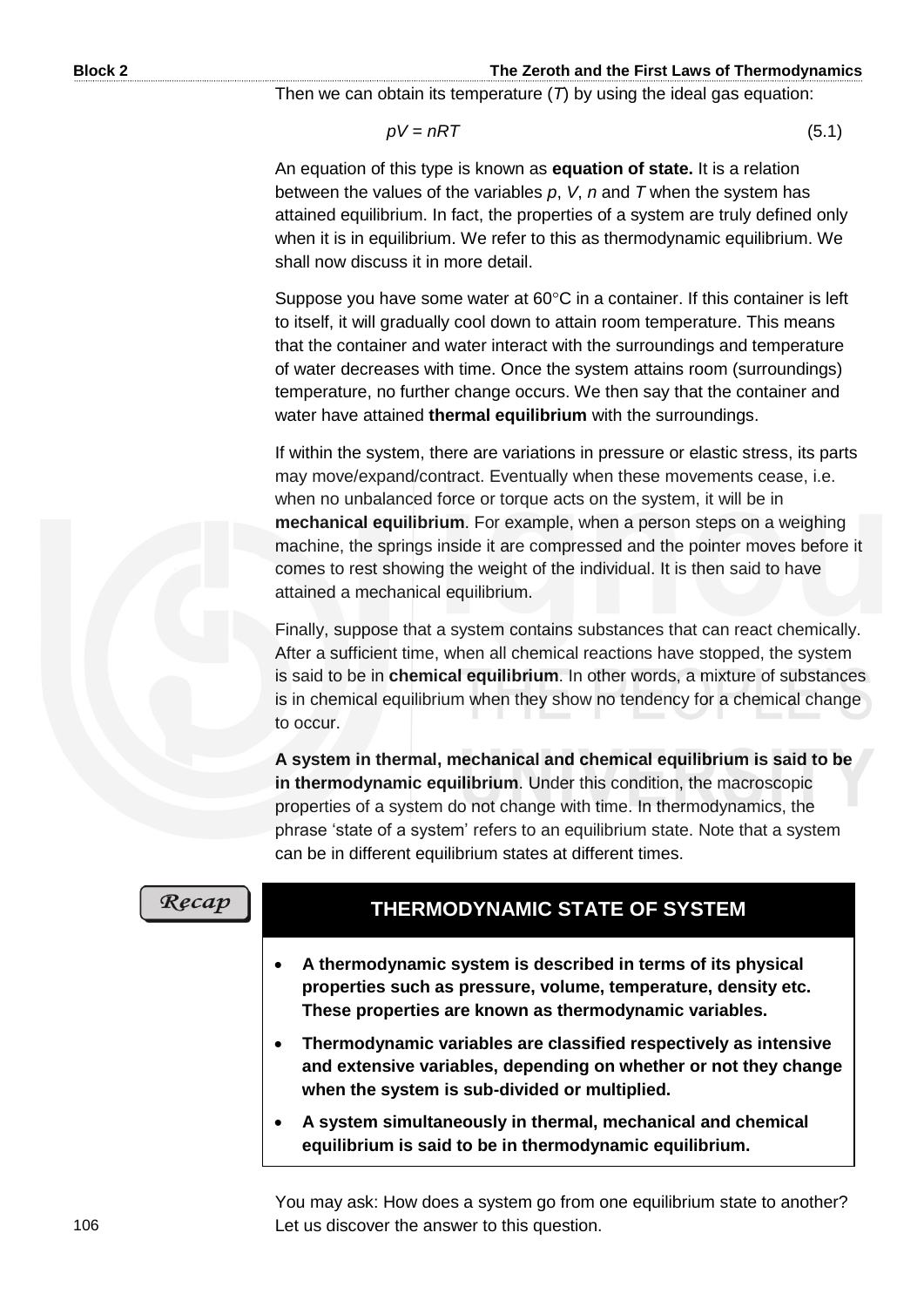Then we can obtain its temperature ($T$) by using the ideal gas equation:

$$pV = nRT \tag{5.1}$$

An equation of this type is known as **equation of state.** It is a relation between the values of the variables $p$, $V$, $n$ and $T$ when the system has attained equilibrium. In fact, the properties of a system are truly defined only when it is in equilibrium. We refer to this as thermodynamic equilibrium. We shall now discuss it in more detail.

Suppose you have some water at 60°C in a container. If this container is left to itself, it will gradually cool down to attain room temperature. This means that the container and water interact with the surroundings and temperature of water decreases with time. Once the system attains room (surroundings) temperature, no further change occurs. We then say that the container and water have attained **thermal equilibrium** with the surroundings.

If within the system, there are variations in pressure or elastic stress, its parts may move/expand/contract. Eventually when these movements cease, i.e. when no unbalanced force or torque acts on the system, it will be in **mechanical equilibrium**. For example, when a person steps on a weighing machine, the springs inside it are compressed and the pointer moves before it comes to rest showing the weight of the individual. It is then said to have attained a mechanical equilibrium.

Finally, suppose that a system contains substances that can react chemically. After a sufficient time, when all chemical reactions have stopped, the system is said to be in **chemical equilibrium**. In other words, a mixture of substances is in chemical equilibrium when they show no tendency for a chemical change to occur.

**A system in thermal, mechanical and chemical equilibrium is said to be in thermodynamic equilibrium**. Under this condition, the macroscopic properties of a system do not change with time. In thermodynamics, the phrase 'state of a system' refers to an equilibrium state. Note that a system can be in different equilibrium states at different times.

*Recap*

## THERMODYNAMIC STATE OF SYSTEM

- **A thermodynamic system is described in terms of its physical properties such as pressure, volume, temperature, density etc. These properties are known as thermodynamic variables.**
- **Thermodynamic variables are classified respectively as intensive and extensive variables, depending on whether or not they change when the system is sub-divided or multiplied.**
- **A system simultaneously in thermal, mechanical and chemical equilibrium is said to be in thermodynamic equilibrium.**

You may ask: How does a system go from one equilibrium state to another? Let us discover the answer to this question.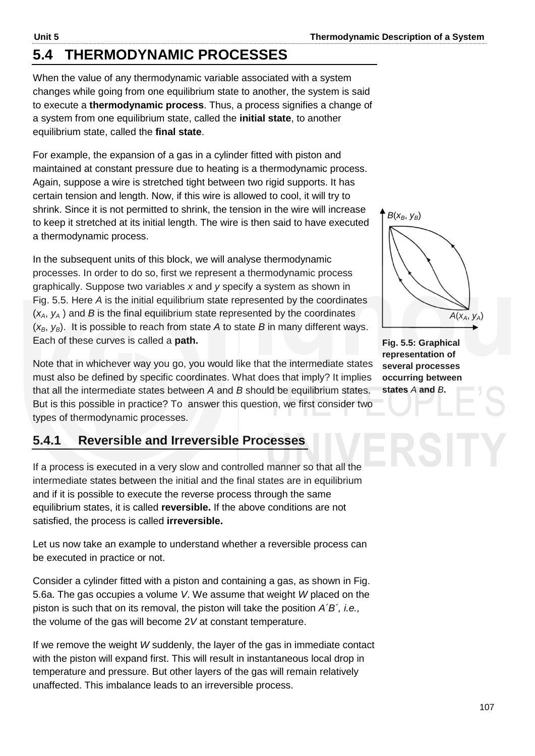## 5.4 THERMODYNAMIC PROCESSES

When the value of any thermodynamic variable associated with a system changes while going from one equilibrium state to another, the system is said to execute a **thermodynamic process**. Thus, a process signifies a change of a system from one equilibrium state, called the **initial state**, to another equilibrium state, called the **final state**.

For example, the expansion of a gas in a cylinder fitted with piston and maintained at constant pressure due to heating is a thermodynamic process. Again, suppose a wire is stretched tight between two rigid supports. It has certain tension and length. Now, if this wire is allowed to cool, it will try to shrink. Since it is not permitted to shrink, the tension in the wire will increase to keep it stretched at its initial length. The wire is then said to have executed a thermodynamic process.

In the subsequent units of this block, we will analyse thermodynamic processes. In order to do so, first we represent a thermodynamic process graphically. Suppose two variables $x$ and $y$ specify a system as shown in Fig. 5.5. Here $A$ is the initial equilibrium state represented by the coordinates $(x_A, y_A)$ and $B$ is the final equilibrium state represented by the coordinates $(x_B, y_B)$. It is possible to reach from state $A$ to state $B$ in many different ways. Each of these curves is called a **path.**

$B(x_B, y_B)$

$A(x_A, y_A)$

**Fig. 5.5: Graphical representation of several processes occurring between states** $A$ **and** $B$**.**

Note that in whichever way you go, you would like that the intermediate states must also be defined by specific coordinates. What does that imply? It implies that all the intermediate states between $A$ and $B$ should be equilibrium states. But is this possible in practice? To answer this question, we first consider two types of thermodynamic processes.

### 5.4.1 Reversible and Irreversible Processes

If a process is executed in a very slow and controlled manner so that all the intermediate states between the initial and the final states are in equilibrium and if it is possible to execute the reverse process through the same equilibrium states, it is called **reversible.** If the above conditions are not satisfied, the process is called **irreversible.**

Let us now take an example to understand whether a reversible process can be executed in practice or not.

Consider a cylinder fitted with a piston and containing a gas, as shown in Fig. 5.6a. The gas occupies a volume $V$. We assume that weight $W$ placed on the piston is such that on its removal, the piston will take the position $A'B'$, *i.e.,* the volume of the gas will become $2V$ at constant temperature.

If we remove the weight $W$ suddenly, the layer of the gas in immediate contact with the piston will expand first. This will result in instantaneous local drop in temperature and pressure. But other layers of the gas will remain relatively unaffected. This imbalance leads to an irreversible process.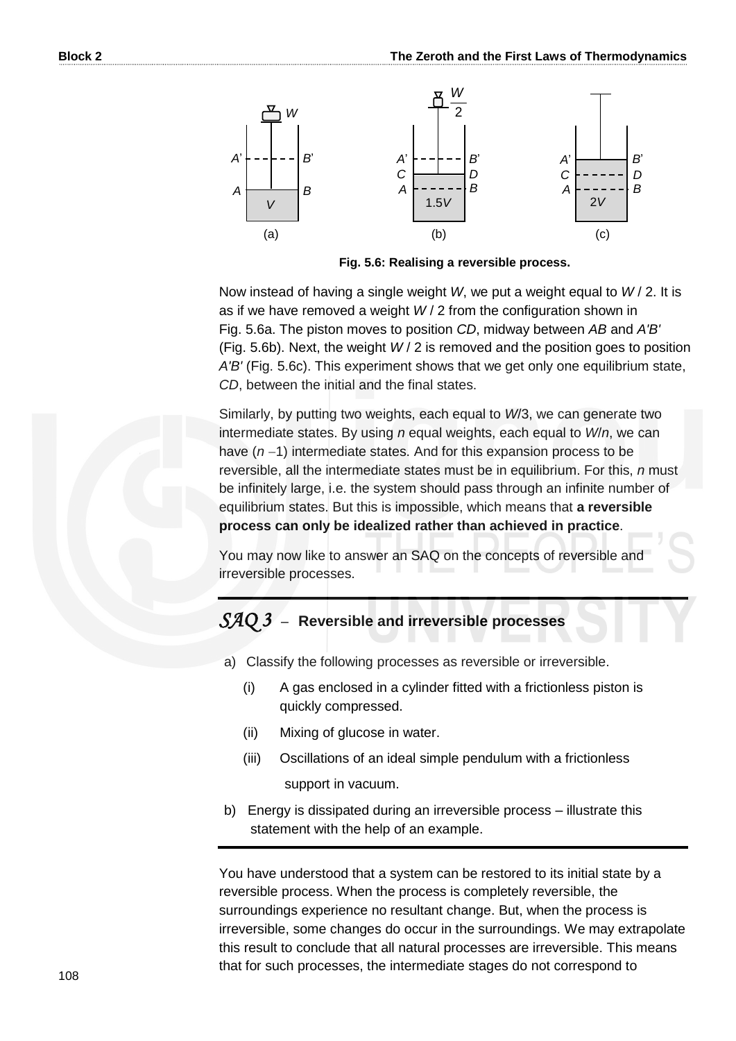Fig. 5.6: Realising a reversible process.

Now instead of having a single weight $W$, we put a weight equal to $W / 2$. It is as if we have removed a weight $W / 2$ from the configuration shown in Fig. 5.6a. The piston moves to position $CD$, midway between $AB$ and $A'B'$ (Fig. 5.6b). Next, the weight $W / 2$ is removed and the position goes to position $A'B'$ (Fig. 5.6c). This experiment shows that we get only one equilibrium state, $CD$, between the initial and the final states.

Similarly, by putting two weights, each equal to $W/3$, we can generate two intermediate states. By using $n$ equal weights, each equal to $W/n$, we can have $(n - 1)$ intermediate states. And for this expansion process to be reversible, all the intermediate states must be in equilibrium. For this, $n$ must be infinitely large, i.e. the system should pass through an infinite number of equilibrium states. But this is impossible, which means that **a reversible process can only be idealized rather than achieved in practice**.

You may now like to answer an SAQ on the concepts of reversible and irreversible processes.

## *SAQ 3* – Reversible and irreversible processes

a) Classify the following processes as reversible or irreversible.

   (i) A gas enclosed in a cylinder fitted with a frictionless piston is quickly compressed.

   (ii) Mixing of glucose in water.

   (iii) Oscillations of an ideal simple pendulum with a frictionless support in vacuum.

b) Energy is dissipated during an irreversible process – illustrate this statement with the help of an example.

You have understood that a system can be restored to its initial state by a reversible process. When the process is completely reversible, the surroundings experience no resultant change. But, when the process is irreversible, some changes do occur in the surroundings. We may extrapolate this result to conclude that all natural processes are irreversible. This means that for such processes, the intermediate stages do not correspond to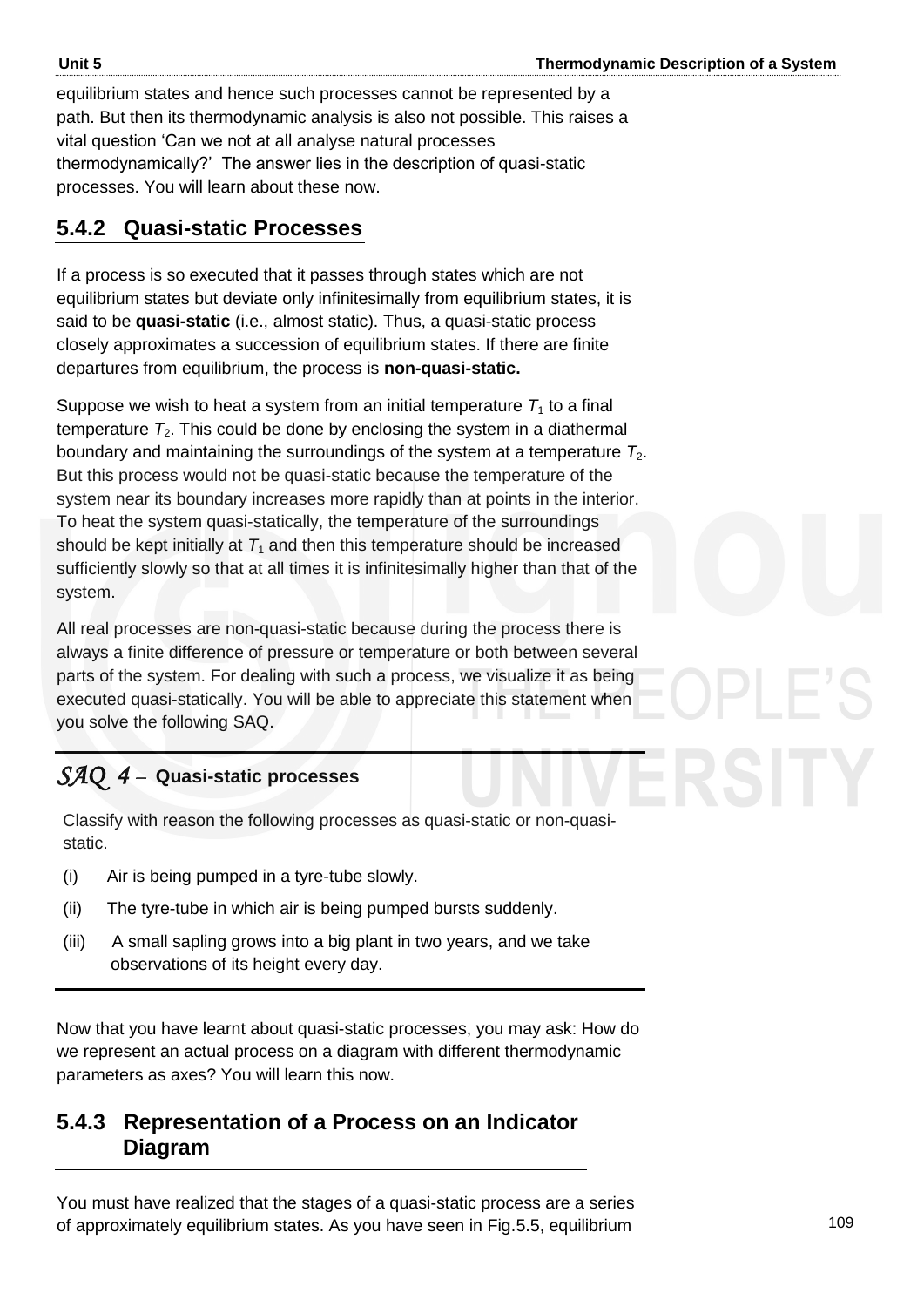equilibrium states and hence such processes cannot be represented by a path. But then its thermodynamic analysis is also not possible. This raises a vital question 'Can we not at all analyse natural processes thermodynamically?' The answer lies in the description of quasi-static processes. You will learn about these now.

## 5.4.2 Quasi-static Processes

If a process is so executed that it passes through states which are not equilibrium states but deviate only infinitesimally from equilibrium states, it is said to be **quasi-static** (i.e., almost static). Thus, a quasi-static process closely approximates a succession of equilibrium states. If there are finite departures from equilibrium, the process is **non-quasi-static.**

Suppose we wish to heat a system from an initial temperature $T_1$ to a final temperature $T_2$. This could be done by enclosing the system in a diathermal boundary and maintaining the surroundings of the system at a temperature $T_2$. But this process would not be quasi-static because the temperature of the system near its boundary increases more rapidly than at points in the interior. To heat the system quasi-statically, the temperature of the surroundings should be kept initially at $T_1$ and then this temperature should be increased sufficiently slowly so that at all times it is infinitesimally higher than that of the system.

All real processes are non-quasi-static because during the process there is always a finite difference of pressure or temperature or both between several parts of the system. For dealing with such a process, we visualize it as being executed quasi-statically. You will be able to appreciate this statement when you solve the following SAQ.

### *SAQ 4* – Quasi-static processes

Classify with reason the following processes as quasi-static or non-quasi-static.

(i) Air is being pumped in a tyre-tube slowly.

(ii) The tyre-tube in which air is being pumped bursts suddenly.

(iii) A small sapling grows into a big plant in two years, and we take observations of its height every day.

Now that you have learnt about quasi-static processes, you may ask: How do we represent an actual process on a diagram with different thermodynamic parameters as axes? You will learn this now.

## 5.4.3 Representation of a Process on an Indicator Diagram

You must have realized that the stages of a quasi-static process are a series of approximately equilibrium states. As you have seen in Fig.5.5, equilibrium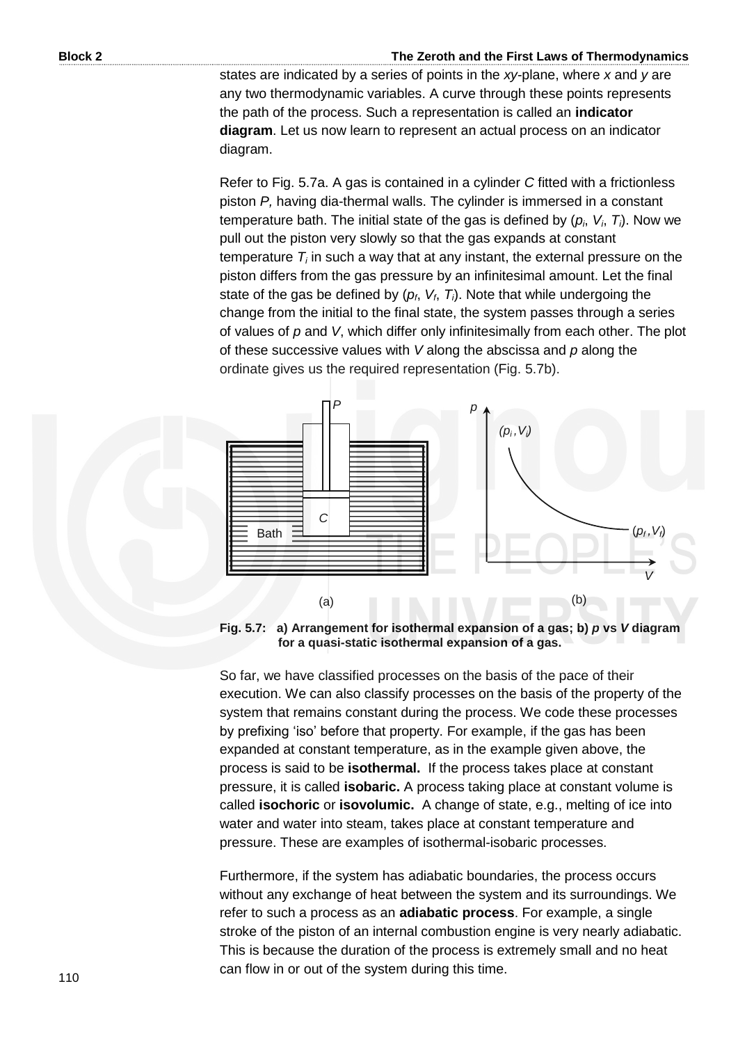states are indicated by a series of points in the *xy*-plane, where *x* and *y* are any two thermodynamic variables. A curve through these points represents the path of the process. Such a representation is called an **indicator diagram**. Let us now learn to represent an actual process on an indicator diagram.

Refer to Fig. 5.7a. A gas is contained in a cylinder *C* fitted with a frictionless piston *P,* having dia-thermal walls. The cylinder is immersed in a constant temperature bath. The initial state of the gas is defined by ($p_i$, $V_i$, $T_i$). Now we pull out the piston very slowly so that the gas expands at constant temperature $T_i$ in such a way that at any instant, the external pressure on the piston differs from the gas pressure by an infinitesimal amount. Let the final state of the gas be defined by ($p_f$, $V_f$, $T_i$). Note that while undergoing the change from the initial to the final state, the system passes through a series of values of *p* and *V*, which differ only infinitesimally from each other. The plot of these successive values with *V* along the abscissa and *p* along the ordinate gives us the required representation (Fig. 5.7b).

**Fig. 5.7: a) Arrangement for isothermal expansion of a gas; b) *p* vs *V* diagram for a quasi-static isothermal expansion of a gas.**

So far, we have classified processes on the basis of the pace of their execution. We can also classify processes on the basis of the property of the system that remains constant during the process. We code these processes by prefixing 'iso' before that property. For example, if the gas has been expanded at constant temperature, as in the example given above, the process is said to be **isothermal.** If the process takes place at constant pressure, it is called **isobaric.** A process taking place at constant volume is called **isochoric** or **isovolumic.** A change of state, e.g., melting of ice into water and water into steam, takes place at constant temperature and pressure. These are examples of isothermal-isobaric processes.

Furthermore, if the system has adiabatic boundaries, the process occurs without any exchange of heat between the system and its surroundings. We refer to such a process as an **adiabatic process**. For example, a single stroke of the piston of an internal combustion engine is very nearly adiabatic. This is because the duration of the process is extremely small and no heat can flow in or out of the system during this time.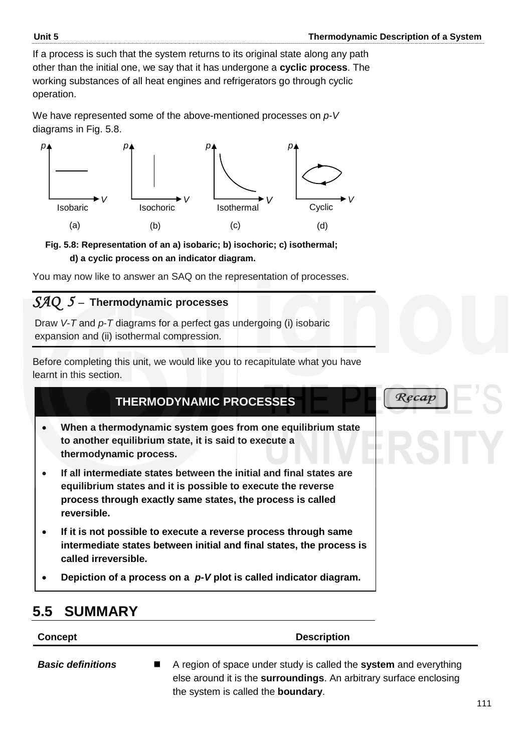If a process is such that the system returns to its original state along any path other than the initial one, we say that it has undergone a **cyclic process**. The working substances of all heat engines and refrigerators go through cyclic operation.

We have represented some of the above-mentioned processes on *p-V* diagrams in Fig. 5.8.

**Fig. 5.8: Representation of an a) isobaric; b) isochoric; c) isothermal; d) a cyclic process on an indicator diagram.**

You may now like to answer an SAQ on the representation of processes.

### *SAQ 5* – Thermodynamic processes

Draw *V-T* and *p-T* diagrams for a perfect gas undergoing (i) isobaric expansion and (ii) isothermal compression.

Before completing this unit, we would like you to recapitulate what you have learnt in this section.

**THERMODYNAMIC PROCESSES** *Recap*

- **When a thermodynamic system goes from one equilibrium state to another equilibrium state, it is said to execute a thermodynamic process.**
- **If all intermediate states between the initial and final states are equilibrium states and it is possible to execute the reverse process through exactly same states, the process is called reversible.**
- **If it is not possible to execute a reverse process through same intermediate states between initial and final states, the process is called irreversible.**
- **Depiction of a process on a *p-V* plot is called indicator diagram.**

## 5.5 SUMMARY

| Concept | Description |
|---|---|
| ***Basic definitions*** | ■ A region of space under study is called the **system** and everything else around it is the **surroundings**. An arbitrary surface enclosing the system is called the **boundary**. |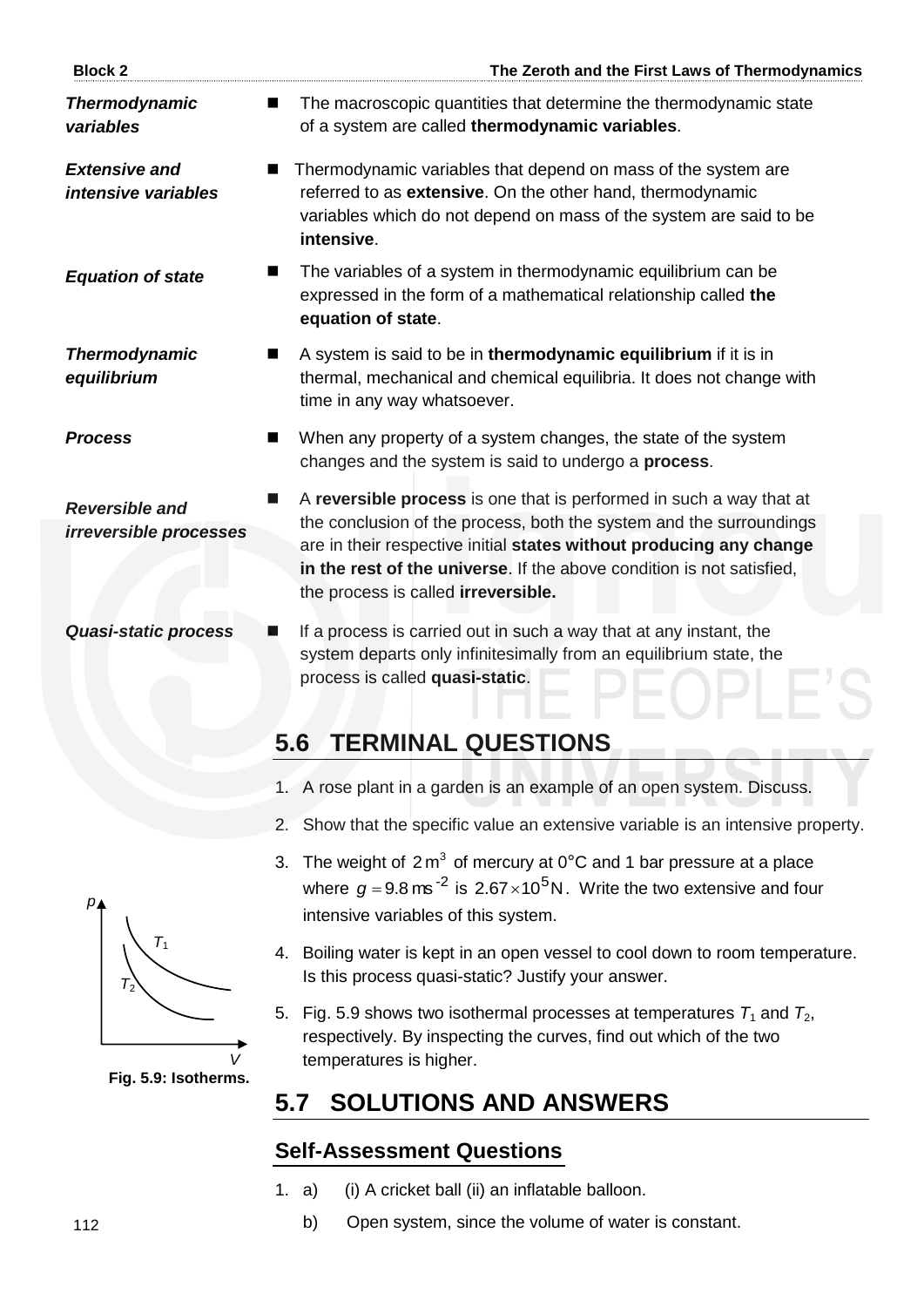*Thermodynamic variables*
- The macroscopic quantities that determine the thermodynamic state of a system are called **thermodynamic variables**.

*Extensive and intensive variables*
- Thermodynamic variables that depend on mass of the system are referred to as **extensive**. On the other hand, thermodynamic variables which do not depend on mass of the system are said to be **intensive**.

*Equation of state*
- The variables of a system in thermodynamic equilibrium can be expressed in the form of a mathematical relationship called **the equation of state**.

*Thermodynamic equilibrium*
- A system is said to be in **thermodynamic equilibrium** if it is in thermal, mechanical and chemical equilibria. It does not change with time in any way whatsoever.

*Process*
- When any property of a system changes, the state of the system changes and the system is said to undergo a **process**.

*Reversible and irreversible processes*
- A **reversible process** is one that is performed in such a way that at the conclusion of the process, both the system and the surroundings are in their respective initial **states without producing any change in the rest of the universe**. If the above condition is not satisfied, the process is called **irreversible.**

*Quasi-static process*
- If a process is carried out in such a way that at any instant, the system departs only infinitesimally from an equilibrium state, the process is called **quasi-static**.

## 5.6 TERMINAL QUESTIONS

1. A rose plant in a garden is an example of an open system. Discuss.
2. Show that the specific value an extensive variable is an intensive property.
3. The weight of $2\,\text{m}^3$ of mercury at 0°C and 1 bar pressure at a place where $g = 9.8\,\text{ms}^{-2}$ is $2.67 \times 10^5\,\text{N}$. Write the two extensive and four intensive variables of this system.
4. Boiling water is kept in an open vessel to cool down to room temperature. Is this process quasi-static? Justify your answer.
5. Fig. 5.9 shows two isothermal processes at temperatures $T_1$ and $T_2$, respectively. By inspecting the curves, find out which of the two temperatures is higher.

**Fig. 5.9: Isotherms.**

## 5.7 SOLUTIONS AND ANSWERS

### Self-Assessment Questions

1. a) (i) A cricket ball (ii) an inflatable balloon.

   b) Open system, since the volume of water is constant.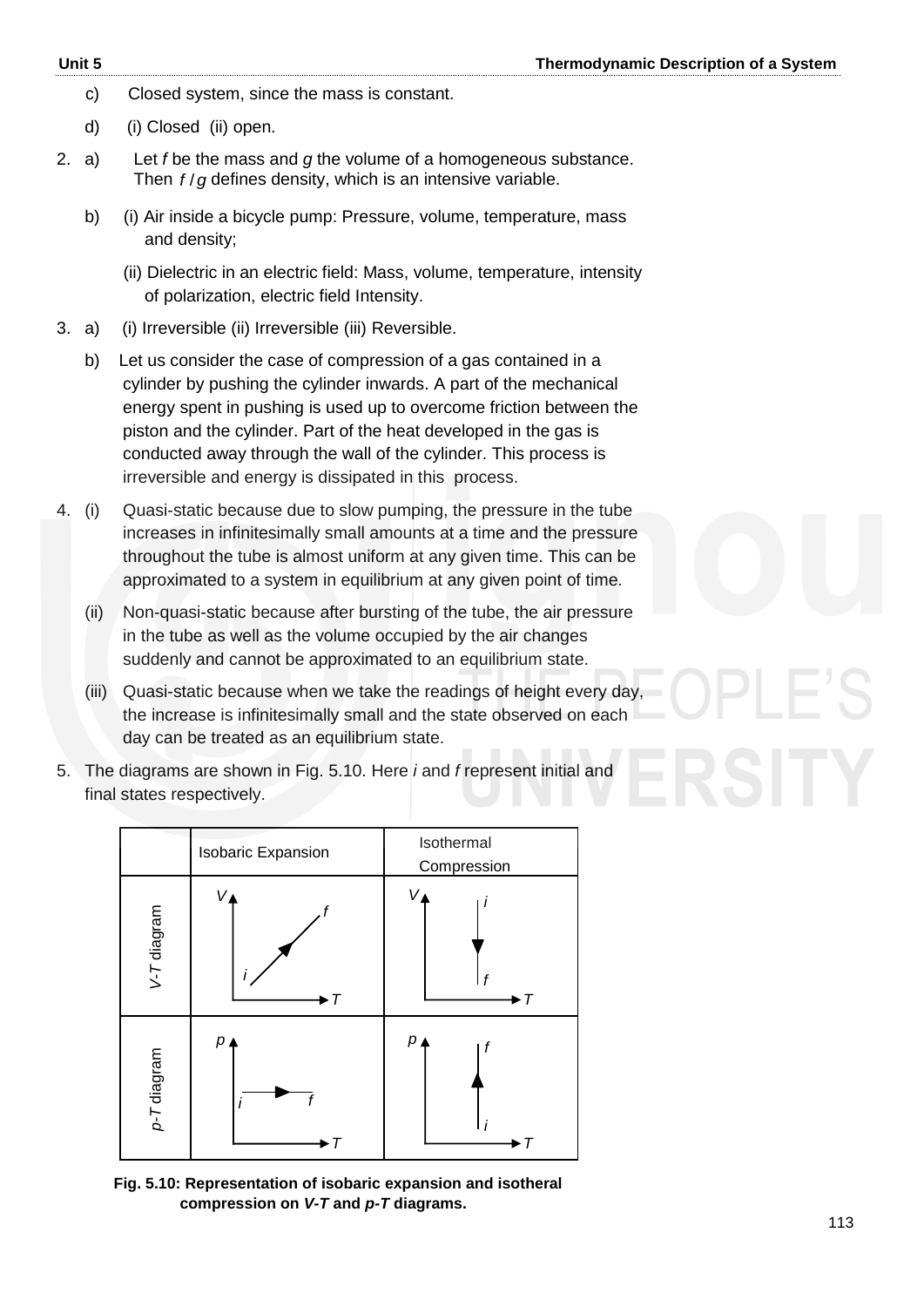c) Closed system, since the mass is constant.

d) (i) Closed (ii) open.

2. a) Let $f$ be the mass and $g$ the volume of a homogeneous substance. Then $f/g$ defines density, which is an intensive variable.

   b) (i) Air inside a bicycle pump: Pressure, volume, temperature, mass and density;

   (ii) Dielectric in an electric field: Mass, volume, temperature, intensity of polarization, electric field Intensity.

3. a) (i) Irreversible (ii) Irreversible (iii) Reversible.

   b) Let us consider the case of compression of a gas contained in a cylinder by pushing the cylinder inwards. A part of the mechanical energy spent in pushing is used up to overcome friction between the piston and the cylinder. Part of the heat developed in the gas is conducted away through the wall of the cylinder. This process is irreversible and energy is dissipated in this process.

4. (i) Quasi-static because due to slow pumping, the pressure in the tube increases in infinitesimally small amounts at a time and the pressure throughout the tube is almost uniform at any given time. This can be approximated to a system in equilibrium at any given point of time.

   (ii) Non-quasi-static because after bursting of the tube, the air pressure in the tube as well as the volume occupied by the air changes suddenly and cannot be approximated to an equilibrium state.

   (iii) Quasi-static because when we take the readings of height every day, the increase is infinitesimally small and the state observed on each day can be treated as an equilibrium state.

5. The diagrams are shown in Fig. 5.10. Here $i$ and $f$ represent initial and final states respectively.

| | Isobaric Expansion | Isothermal Compression |
|---|---|---|
| *V-T* diagram | | |
| *p-T* diagram | | |

**Fig. 5.10: Representation of isobaric expansion and isotheral compression on *V-T* and *p-T* diagrams.**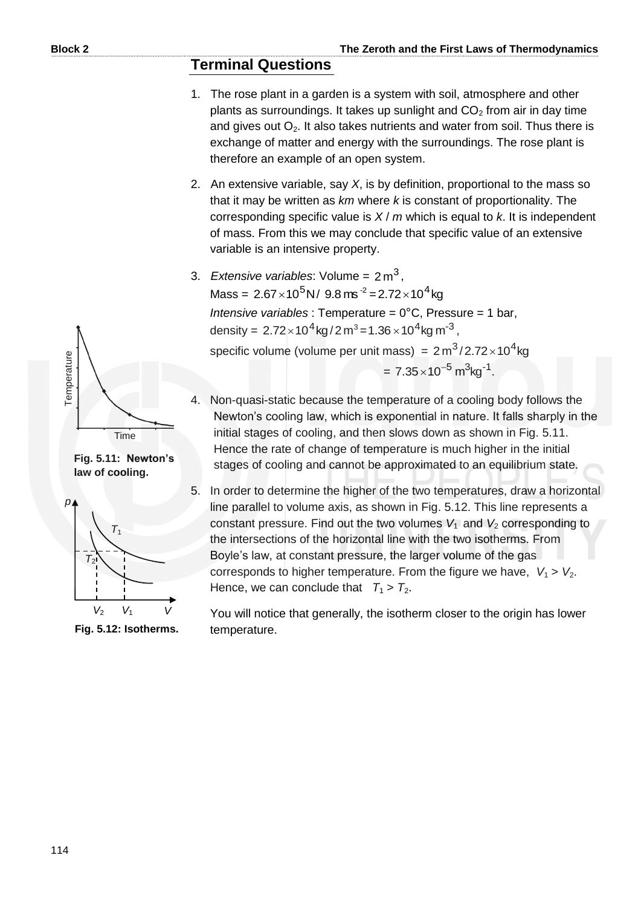## Terminal Questions

1. The rose plant in a garden is a system with soil, atmosphere and other plants as surroundings. It takes up sunlight and $CO_2$ from air in day time and gives out $O_2$. It also takes nutrients and water from soil. Thus there is exchange of matter and energy with the surroundings. The rose plant is therefore an example of an open system.

2. An extensive variable, say $X$, is by definition, proportional to the mass so that it may be written as $km$ where $k$ is constant of proportionality. The corresponding specific value is $X / m$ which is equal to $k$. It is independent of mass. From this we may conclude that specific value of an extensive variable is an intensive property.

3. *Extensive variables*: Volume = $2\,m^3$,
   Mass = $2.67 \times 10^5 N / 9.8\,ms^{-2} = 2.72 \times 10^4 kg$
   *Intensive variables* : Temperature = 0°C, Pressure = 1 bar,
   density = $2.72 \times 10^4 kg / 2\,m^3 = 1.36 \times 10^4 kg\,m^{-3}$,
   specific volume (volume per unit mass) = $2\,m^3 / 2.72 \times 10^4 kg$
   $= 7.35 \times 10^{-5}\,m^3 kg^{-1}$.

Temperature

Time

**Fig. 5.11: Newton's law of cooling.**

4. Non-quasi-static because the temperature of a cooling body follows the Newton's cooling law, which is exponential in nature. It falls sharply in the initial stages of cooling, and then slows down as shown in Fig. 5.11. Hence the rate of change of temperature is much higher in the initial stages of cooling and cannot be approximated to an equilibrium state.

p

$T_1$

$T_2$

$V_2$ $V_1$ V

**Fig. 5.12: Isotherms.**

5. In order to determine the higher of the two temperatures, draw a horizontal line parallel to volume axis, as shown in Fig. 5.12. This line represents a constant pressure. Find out the two volumes $V_1$ and $V_2$ corresponding to the intersections of the horizontal line with the two isotherms. From Boyle's law, at constant pressure, the larger volume of the gas corresponds to higher temperature. From the figure we have, $V_1 > V_2$. Hence, we can conclude that $T_1 > T_2$.

   You will notice that generally, the isotherm closer to the origin has lower temperature.